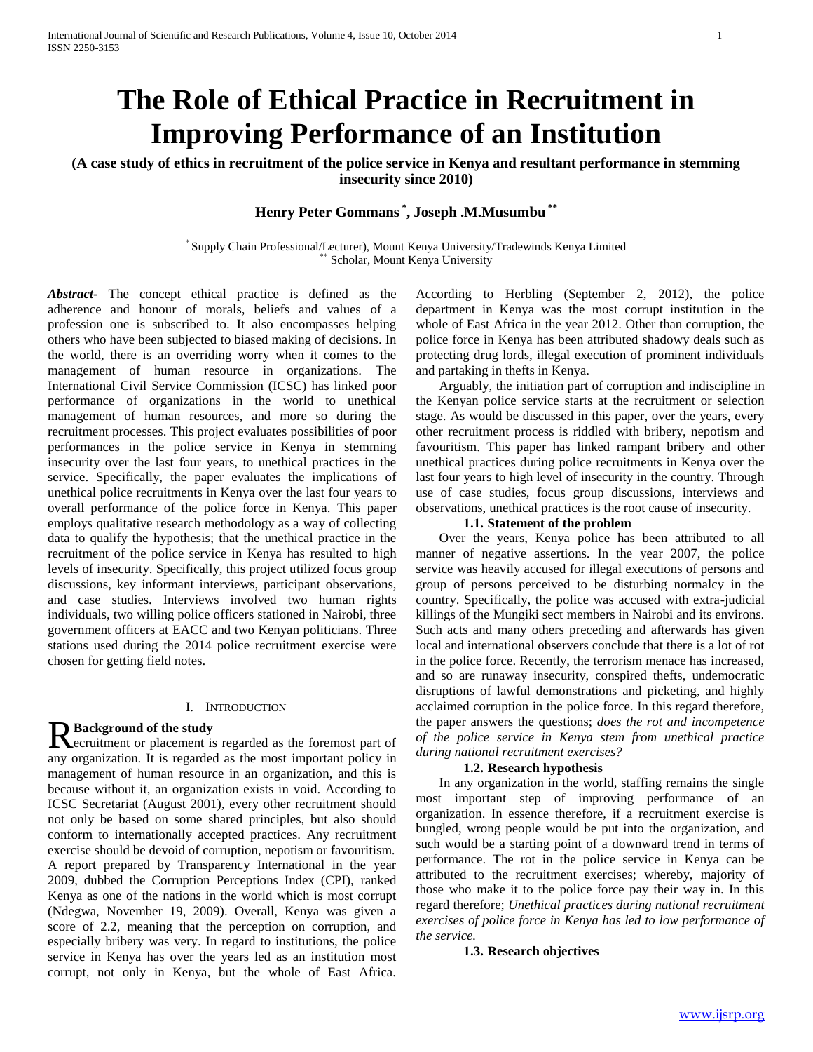# The Role of Ethical Practice in Recruitment in Improving Performance of an Institution

**(A case study of ethics in recruitment of the police service in Kenya and resultant performance in stemming insecurity since 2010)**

**Henry Peter Gommans [*], Joseph .M.Musumbu [**]**

[*] Supply Chain Professional/Lecturer), Mount Kenya University/Tradewinds Kenya Limited
[**] Scholar, Mount Kenya University

***Abstract-*** The concept ethical practice is defined as the adherence and honour of morals, beliefs and values of a profession one is subscribed to. It also encompasses helping others who have been subjected to biased making of decisions. In the world, there is an overriding worry when it comes to the management of human resource in organizations. The International Civil Service Commission (ICSC) has linked poor performance of organizations in the world to unethical management of human resources, and more so during the recruitment processes. This project evaluates possibilities of poor performances in the police service in Kenya in stemming insecurity over the last four years, to unethical practices in the service. Specifically, the paper evaluates the implications of unethical police recruitments in Kenya over the last four years to overall performance of the police force in Kenya. This paper employs qualitative research methodology as a way of collecting data to qualify the hypothesis; that the unethical practice in the recruitment of the police service in Kenya has resulted to high levels of insecurity. Specifically, this project utilized focus group discussions, key informant interviews, participant observations, and case studies. Interviews involved two human rights individuals, two willing police officers stationed in Nairobi, three government officers at EACC and two Kenyan politicians. Three stations used during the 2014 police recruitment exercise were chosen for getting field notes.

## I. Introduction

### Background of the study

Recruitment or placement is regarded as the foremost part of any organization. It is regarded as the most important policy in management of human resource in an organization, and this is because without it, an organization exists in void. According to ICSC Secretariat (August 2001), every other recruitment should not only be based on some shared principles, but also should conform to internationally accepted practices. Any recruitment exercise should be devoid of corruption, nepotism or favouritism. A report prepared by Transparency International in the year 2009, dubbed the Corruption Perceptions Index (CPI), ranked Kenya as one of the nations in the world which is most corrupt (Ndegwa, November 19, 2009). Overall, Kenya was given a score of 2.2, meaning that the perception on corruption, and especially bribery was very. In regard to institutions, the police service in Kenya has over the years led as an institution most corrupt, not only in Kenya, but the whole of East Africa. According to Herbling (September 2, 2012), the police department in Kenya was the most corrupt institution in the whole of East Africa in the year 2012. Other than corruption, the police force in Kenya has been attributed shadowy deals such as protecting drug lords, illegal execution of prominent individuals and partaking in thefts in Kenya.

Arguably, the initiation part of corruption and indiscipline in the Kenyan police service starts at the recruitment or selection stage. As would be discussed in this paper, over the years, every other recruitment process is riddled with bribery, nepotism and favouritism. This paper has linked rampant bribery and other unethical practices during police recruitments in Kenya over the last four years to high level of insecurity in the country. Through use of case studies, focus group discussions, interviews and observations, unethical practices is the root cause of insecurity.

### 1.1. Statement of the problem

Over the years, Kenya police has been attributed to all manner of negative assertions. In the year 2007, the police service was heavily accused for illegal executions of persons and group of persons perceived to be disturbing normalcy in the country. Specifically, the police was accused with extra-judicial killings of the Mungiki sect members in Nairobi and its environs. Such acts and many others preceding and afterwards has given local and international observers conclude that there is a lot of rot in the police force. Recently, the terrorism menace has increased, and so are runaway insecurity, conspired thefts, undemocratic disruptions of lawful demonstrations and picketing, and highly acclaimed corruption in the police force. In this regard therefore, the paper answers the questions; *does the rot and incompetence of the police service in Kenya stem from unethical practice during national recruitment exercises?*

### 1.2. Research hypothesis

In any organization in the world, staffing remains the single most important step of improving performance of an organization. In essence therefore, if a recruitment exercise is bungled, wrong people would be put into the organization, and such would be a starting point of a downward trend in terms of performance. The rot in the police service in Kenya can be attributed to the recruitment exercises; whereby, majority of those who make it to the police force pay their way in. In this regard therefore; *Unethical practices during national recruitment exercises of police force in Kenya has led to low performance of the service.*

### 1.3. Research objectives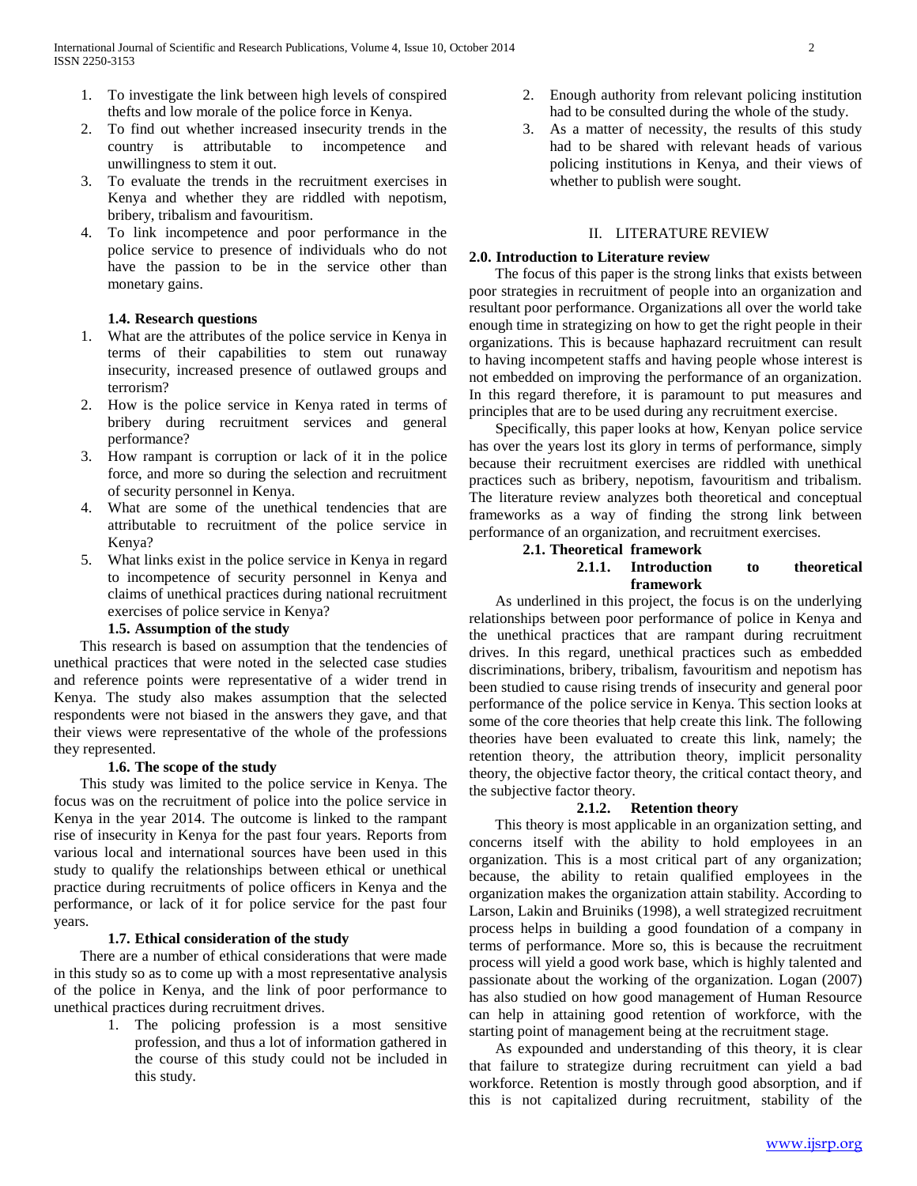1. To investigate the link between high levels of conspired thefts and low morale of the police force in Kenya.
2. To find out whether increased insecurity trends in the country is attributable to incompetence and unwillingness to stem it out.
3. To evaluate the trends in the recruitment exercises in Kenya and whether they are riddled with nepotism, bribery, tribalism and favouritism.
4. To link incompetence and poor performance in the police service to presence of individuals who do not have the passion to be in the service other than monetary gains.

### 1.4. Research questions

1. What are the attributes of the police service in Kenya in terms of their capabilities to stem out runaway insecurity, increased presence of outlawed groups and terrorism?
2. How is the police service in Kenya rated in terms of bribery during recruitment services and general performance?
3. How rampant is corruption or lack of it in the police force, and more so during the selection and recruitment of security personnel in Kenya.
4. What are some of the unethical tendencies that are attributable to recruitment of the police service in Kenya?
5. What links exist in the police service in Kenya in regard to incompetence of security personnel in Kenya and claims of unethical practices during national recruitment exercises of police service in Kenya?

### 1.5. Assumption of the study

This research is based on assumption that the tendencies of unethical practices that were noted in the selected case studies and reference points were representative of a wider trend in Kenya. The study also makes assumption that the selected respondents were not biased in the answers they gave, and that their views were representative of the whole of the professions they represented.

### 1.6. The scope of the study

This study was limited to the police service in Kenya. The focus was on the recruitment of police into the police service in Kenya in the year 2014. The outcome is linked to the rampant rise of insecurity in Kenya for the past four years. Reports from various local and international sources have been used in this study to qualify the relationships between ethical or unethical practice during recruitments of police officers in Kenya and the performance, or lack of it for police service for the past four years.

### 1.7. Ethical consideration of the study

There are a number of ethical considerations that were made in this study so as to come up with a most representative analysis of the police in Kenya, and the link of poor performance to unethical practices during recruitment drives.

1. The policing profession is a most sensitive profession, and thus a lot of information gathered in the course of this study could not be included in this study.
2. Enough authority from relevant policing institution had to be consulted during the whole of the study.
3. As a matter of necessity, the results of this study had to be shared with relevant heads of various policing institutions in Kenya, and their views of whether to publish were sought.

## II. LITERATURE REVIEW

### 2.0. Introduction to Literature review

The focus of this paper is the strong links that exists between poor strategies in recruitment of people into an organization and resultant poor performance. Organizations all over the world take enough time in strategizing on how to get the right people in their organizations. This is because haphazard recruitment can result to having incompetent staffs and having people whose interest is not embedded on improving the performance of an organization. In this regard therefore, it is paramount to put measures and principles that are to be used during any recruitment exercise.

Specifically, this paper looks at how, Kenyan police service has over the years lost its glory in terms of performance, simply because their recruitment exercises are riddled with unethical practices such as bribery, nepotism, favouritism and tribalism. The literature review analyzes both theoretical and conceptual frameworks as a way of finding the strong link between performance of an organization, and recruitment exercises.

### 2.1. Theoretical framework

#### 2.1.1. Introduction to theoretical framework

As underlined in this project, the focus is on the underlying relationships between poor performance of police in Kenya and the unethical practices that are rampant during recruitment drives. In this regard, unethical practices such as embedded discriminations, bribery, tribalism, favouritism and nepotism has been studied to cause rising trends of insecurity and general poor performance of the police service in Kenya. This section looks at some of the core theories that help create this link. The following theories have been evaluated to create this link, namely; the retention theory, the attribution theory, implicit personality theory, the objective factor theory, the critical contact theory, and the subjective factor theory.

#### 2.1.2. Retention theory

This theory is most applicable in an organization setting, and concerns itself with the ability to hold employees in an organization. This is a most critical part of any organization; because, the ability to retain qualified employees in the organization makes the organization attain stability. According to Larson, Lakin and Bruiniks (1998), a well strategized recruitment process helps in building a good foundation of a company in terms of performance. More so, this is because the recruitment process will yield a good work base, which is highly talented and passionate about the working of the organization. Logan (2007) has also studied on how good management of Human Resource can help in attaining good retention of workforce, with the starting point of management being at the recruitment stage.

As expounded and understanding of this theory, it is clear that failure to strategize during recruitment can yield a bad workforce. Retention is mostly through good absorption, and if this is not capitalized during recruitment, stability of the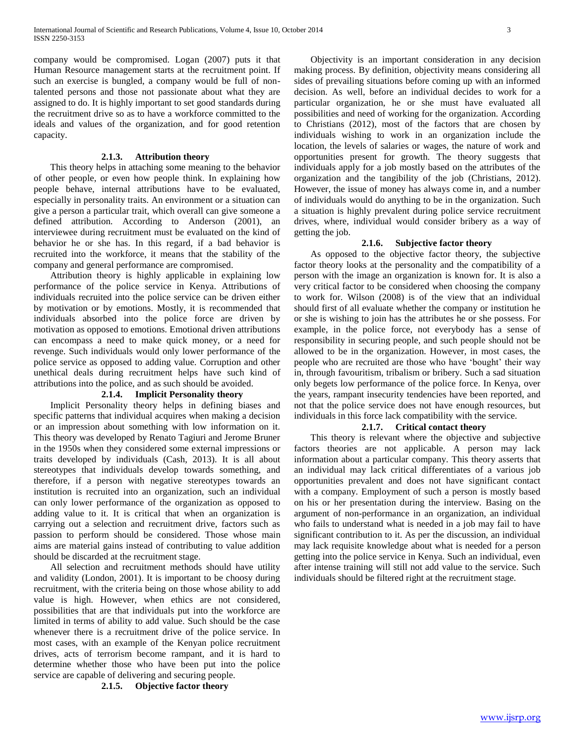company would be compromised. Logan (2007) puts it that Human Resource management starts at the recruitment point. If such an exercise is bungled, a company would be full of non-talented persons and those not passionate about what they are assigned to do. It is highly important to set good standards during the recruitment drive so as to have a workforce committed to the ideals and values of the organization, and for good retention capacity.

### 2.1.3. Attribution theory

This theory helps in attaching some meaning to the behavior of other people, or even how people think. In explaining how people behave, internal attributions have to be evaluated, especially in personality traits. An environment or a situation can give a person a particular trait, which overall can give someone a defined attribution. According to Anderson (2001), an interviewee during recruitment must be evaluated on the kind of behavior he or she has. In this regard, if a bad behavior is recruited into the workforce, it means that the stability of the company and general performance are compromised.

Attribution theory is highly applicable in explaining low performance of the police service in Kenya. Attributions of individuals recruited into the police service can be driven either by motivation or by emotions. Mostly, it is recommended that individuals absorbed into the police force are driven by motivation as opposed to emotions. Emotional driven attributions can encompass a need to make quick money, or a need for revenge. Such individuals would only lower performance of the police service as opposed to adding value. Corruption and other unethical deals during recruitment helps have such kind of attributions into the police, and as such should be avoided.

### 2.1.4. Implicit Personality theory

Implicit Personality theory helps in defining biases and specific patterns that individual acquires when making a decision or an impression about something with low information on it. This theory was developed by Renato Tagiuri and Jerome Bruner in the 1950s when they considered some external impressions or traits developed by individuals (Cash, 2013). It is all about stereotypes that individuals develop towards something, and therefore, if a person with negative stereotypes towards an institution is recruited into an organization, such an individual can only lower performance of the organization as opposed to adding value to it. It is critical that when an organization is carrying out a selection and recruitment drive, factors such as passion to perform should be considered. Those whose main aims are material gains instead of contributing to value addition should be discarded at the recruitment stage.

All selection and recruitment methods should have utility and validity (London, 2001). It is important to be choosy during recruitment, with the criteria being on those whose ability to add value is high. However, when ethics are not considered, possibilities that are that individuals put into the workforce are limited in terms of ability to add value. Such should be the case whenever there is a recruitment drive of the police service. In most cases, with an example of the Kenyan police recruitment drives, acts of terrorism become rampant, and it is hard to determine whether those who have been put into the police service are capable of delivering and securing people.

### 2.1.5. Objective factor theory

Objectivity is an important consideration in any decision making process. By definition, objectivity means considering all sides of prevailing situations before coming up with an informed decision. As well, before an individual decides to work for a particular organization, he or she must have evaluated all possibilities and need of working for the organization. According to Christians (2012), most of the factors that are chosen by individuals wishing to work in an organization include the location, the levels of salaries or wages, the nature of work and opportunities present for growth. The theory suggests that individuals apply for a job mostly based on the attributes of the organization and the tangibility of the job (Christians, 2012). However, the issue of money has always come in, and a number of individuals would do anything to be in the organization. Such a situation is highly prevalent during police service recruitment drives, where, individual would consider bribery as a way of getting the job.

### 2.1.6. Subjective factor theory

As opposed to the objective factor theory, the subjective factor theory looks at the personality and the compatibility of a person with the image an organization is known for. It is also a very critical factor to be considered when choosing the company to work for. Wilson (2008) is of the view that an individual should first of all evaluate whether the company or institution he or she is wishing to join has the attributes he or she possess. For example, in the police force, not everybody has a sense of responsibility in securing people, and such people should not be allowed to be in the organization. However, in most cases, the people who are recruited are those who have 'bought' their way in, through favouritism, tribalism or bribery. Such a sad situation only begets low performance of the police force. In Kenya, over the years, rampant insecurity tendencies have been reported, and not that the police service does not have enough resources, but individuals in this force lack compatibility with the service.

### 2.1.7. Critical contact theory

This theory is relevant where the objective and subjective factors theories are not applicable. A person may lack information about a particular company. This theory asserts that an individual may lack critical differentiates of a various job opportunities prevalent and does not have significant contact with a company. Employment of such a person is mostly based on his or her presentation during the interview. Basing on the argument of non-performance in an organization, an individual who fails to understand what is needed in a job may fail to have significant contribution to it. As per the discussion, an individual may lack requisite knowledge about what is needed for a person getting into the police service in Kenya. Such an individual, even after intense training will still not add value to the service. Such individuals should be filtered right at the recruitment stage.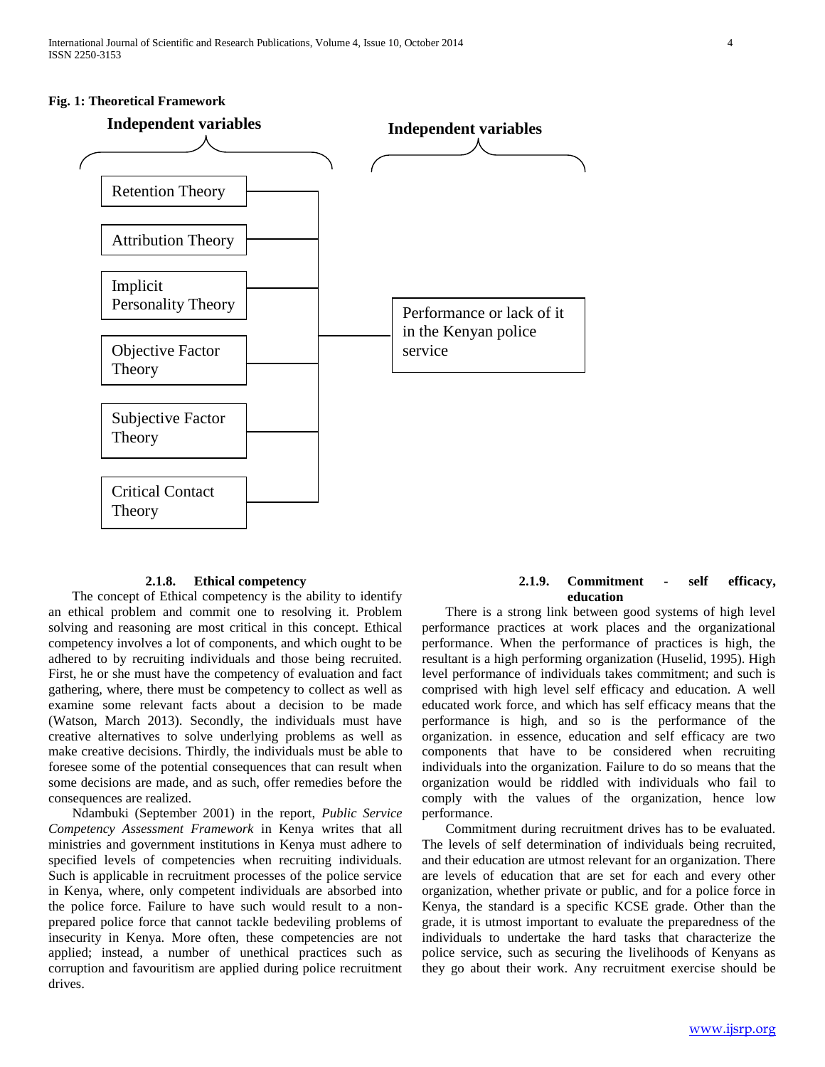**Fig. 1: Theoretical Framework**

**Independent variables** → **Independent variables**

- Retention Theory
- Attribution Theory
- Implicit Personality Theory
- Objective Factor Theory
- Subjective Factor Theory
- Critical Contact Theory

→ Performance or lack of it in the Kenyan police service

### 2.1.8. Ethical competency

The concept of Ethical competency is the ability to identify an ethical problem and commit one to resolving it. Problem solving and reasoning are most critical in this concept. Ethical competency involves a lot of components, and which ought to be adhered to by recruiting individuals and those being recruited. First, he or she must have the competency of evaluation and fact gathering, where, there must be competency to collect as well as examine some relevant facts about a decision to be made (Watson, March 2013). Secondly, the individuals must have creative alternatives to solve underlying problems as well as make creative decisions. Thirdly, the individuals must be able to foresee some of the potential consequences that can result when some decisions are made, and as such, offer remedies before the consequences are realized.

Ndambuki (September 2001) in the report, *Public Service Competency Assessment Framework* in Kenya writes that all ministries and government institutions in Kenya must adhere to specified levels of competencies when recruiting individuals. Such is applicable in recruitment processes of the police service in Kenya, where, only competent individuals are absorbed into the police force. Failure to have such would result to a non-prepared police force that cannot tackle bedeviling problems of insecurity in Kenya. More often, these competencies are not applied; instead, a number of unethical practices such as corruption and favouritism are applied during police recruitment drives.

### 2.1.9. Commitment - self efficacy, education

There is a strong link between good systems of high level performance practices at work places and the organizational performance. When the performance of practices is high, the resultant is a high performing organization (Huselid, 1995). High level performance of individuals takes commitment; and such is comprised with high level self efficacy and education. A well educated work force, and which has self efficacy means that the performance is high, and so is the performance of the organization. in essence, education and self efficacy are two components that have to be considered when recruiting individuals into the organization. Failure to do so means that the organization would be riddled with individuals who fail to comply with the values of the organization, hence low performance.

Commitment during recruitment drives has to be evaluated. The levels of self determination of individuals being recruited, and their education are utmost relevant for an organization. There are levels of education that are set for each and every other organization, whether private or public, and for a police force in Kenya, the standard is a specific KCSE grade. Other than the grade, it is utmost important to evaluate the preparedness of the individuals to undertake the hard tasks that characterize the police service, such as securing the livelihoods of Kenyans as they go about their work. Any recruitment exercise should be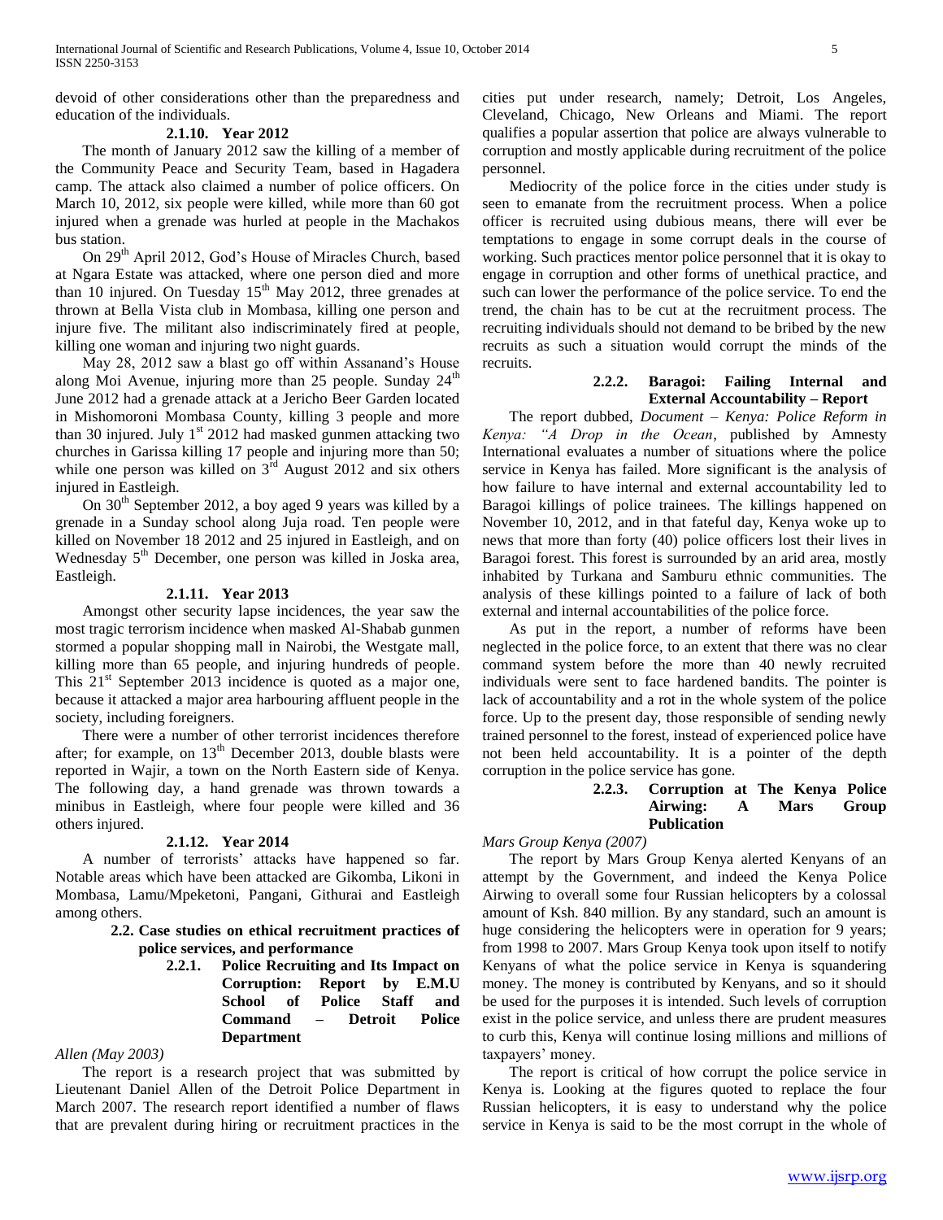devoid of other considerations other than the preparedness and education of the individuals.

### 2.1.10. Year 2012

The month of January 2012 saw the killing of a member of the Community Peace and Security Team, based in Hagadera camp. The attack also claimed a number of police officers. On March 10, 2012, six people were killed, while more than 60 got injured when a grenade was hurled at people in the Machakos bus station.

On 29th April 2012, God's House of Miracles Church, based at Ngara Estate was attacked, where one person died and more than 10 injured. On Tuesday 15th May 2012, three grenades at thrown at Bella Vista club in Mombasa, killing one person and injure five. The militant also indiscriminately fired at people, killing one woman and injuring two night guards.

May 28, 2012 saw a blast go off within Assanand's House along Moi Avenue, injuring more than 25 people. Sunday 24th June 2012 had a grenade attack at a Jericho Beer Garden located in Mishomoroni Mombasa County, killing 3 people and more than 30 injured. July 1st 2012 had masked gunmen attacking two churches in Garissa killing 17 people and injuring more than 50; while one person was killed on 3rd August 2012 and six others injured in Eastleigh.

On 30th September 2012, a boy aged 9 years was killed by a grenade in a Sunday school along Juja road. Ten people were killed on November 18 2012 and 25 injured in Eastleigh, and on Wednesday 5th December, one person was killed in Joska area, Eastleigh.

### 2.1.11. Year 2013

Amongst other security lapse incidences, the year saw the most tragic terrorism incidence when masked Al-Shabab gunmen stormed a popular shopping mall in Nairobi, the Westgate mall, killing more than 65 people, and injuring hundreds of people. This 21st September 2013 incidence is quoted as a major one, because it attacked a major area harbouring affluent people in the society, including foreigners.

There were a number of other terrorist incidences therefore after; for example, on 13th December 2013, double blasts were reported in Wajir, a town on the North Eastern side of Kenya. The following day, a hand grenade was thrown towards a minibus in Eastleigh, where four people were killed and 36 others injured.

### 2.1.12. Year 2014

A number of terrorists' attacks have happened so far. Notable areas which have been attacked are Gikomba, Likoni in Mombasa, Lamu/Mpeketoni, Pangani, Githurai and Eastleigh among others.

## 2.2. Case studies on ethical recruitment practices of police services, and performance

### 2.2.1. Police Recruiting and Its Impact on Corruption: Report by E.M.U School of Police Staff and Command – Detroit Police Department

*Allen (May 2003)*

The report is a research project that was submitted by Lieutenant Daniel Allen of the Detroit Police Department in March 2007. The research report identified a number of flaws that are prevalent during hiring or recruitment practices in the cities put under research, namely; Detroit, Los Angeles, Cleveland, Chicago, New Orleans and Miami. The report qualifies a popular assertion that police are always vulnerable to corruption and mostly applicable during recruitment of the police personnel.

Mediocrity of the police force in the cities under study is seen to emanate from the recruitment process. When a police officer is recruited using dubious means, there will ever be temptations to engage in some corrupt deals in the course of working. Such practices mentor police personnel that it is okay to engage in corruption and other forms of unethical practice, and such can lower the performance of the police service. To end the trend, the chain has to be cut at the recruitment process. The recruiting individuals should not demand to be bribed by the new recruits as such a situation would corrupt the minds of the recruits.

### 2.2.2. Baragoi: Failing Internal and External Accountability – Report

The report dubbed, *Document – Kenya: Police Reform in Kenya: "A Drop in the Ocean*, published by Amnesty International evaluates a number of situations where the police service in Kenya has failed. More significant is the analysis of how failure to have internal and external accountability led to Baragoi killings of police trainees. The killings happened on November 10, 2012, and in that fateful day, Kenya woke up to news that more than forty (40) police officers lost their lives in Baragoi forest. This forest is surrounded by an arid area, mostly inhabited by Turkana and Samburu ethnic communities. The analysis of these killings pointed to a failure of lack of both external and internal accountabilities of the police force.

As put in the report, a number of reforms have been neglected in the police force, to an extent that there was no clear command system before the more than 40 newly recruited individuals were sent to face hardened bandits. The pointer is lack of accountability and a rot in the whole system of the police force. Up to the present day, those responsible of sending newly trained personnel to the forest, instead of experienced police have not been held accountability. It is a pointer of the depth corruption in the police service has gone.

### 2.2.3. Corruption at The Kenya Police Airwing: A Mars Group Publication

*Mars Group Kenya (2007)*

The report by Mars Group Kenya alerted Kenyans of an attempt by the Government, and indeed the Kenya Police Airwing to overall some four Russian helicopters by a colossal amount of Ksh. 840 million. By any standard, such an amount is huge considering the helicopters were in operation for 9 years; from 1998 to 2007. Mars Group Kenya took upon itself to notify Kenyans of what the police service in Kenya is squandering money. The money is contributed by Kenyans, and so it should be used for the purposes it is intended. Such levels of corruption exist in the police service, and unless there are prudent measures to curb this, Kenya will continue losing millions and millions of taxpayers' money.

The report is critical of how corrupt the police service in Kenya is. Looking at the figures quoted to replace the four Russian helicopters, it is easy to understand why the police service in Kenya is said to be the most corrupt in the whole of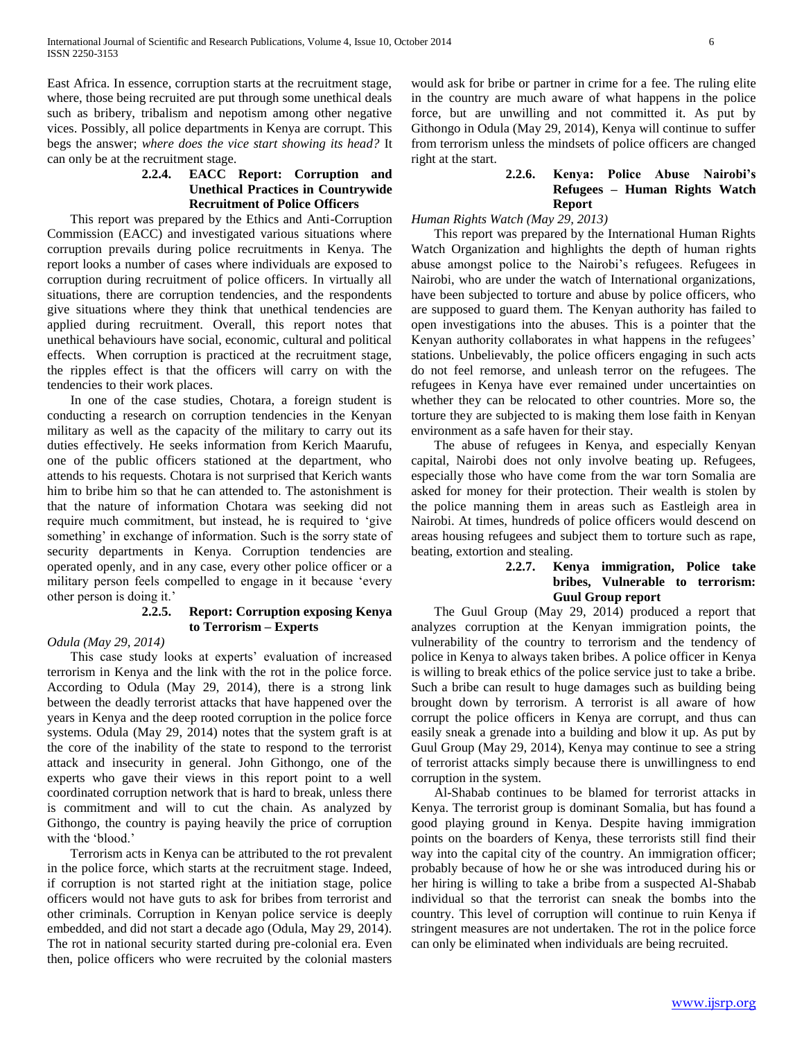East Africa. In essence, corruption starts at the recruitment stage, where, those being recruited are put through some unethical deals such as bribery, tribalism and nepotism among other negative vices. Possibly, all police departments in Kenya are corrupt. This begs the answer; *where does the vice start showing its head?* It can only be at the recruitment stage.

#### 2.2.4. EACC Report: Corruption and Unethical Practices in Countrywide Recruitment of Police Officers

This report was prepared by the Ethics and Anti-Corruption Commission (EACC) and investigated various situations where corruption prevails during police recruitments in Kenya. The report looks a number of cases where individuals are exposed to corruption during recruitment of police officers. In virtually all situations, there are corruption tendencies, and the respondents give situations where they think that unethical tendencies are applied during recruitment. Overall, this report notes that unethical behaviours have social, economic, cultural and political effects. When corruption is practiced at the recruitment stage, the ripples effect is that the officers will carry on with the tendencies to their work places.

In one of the case studies, Chotara, a foreign student is conducting a research on corruption tendencies in the Kenyan military as well as the capacity of the military to carry out its duties effectively. He seeks information from Kerich Maarufu, one of the public officers stationed at the department, who attends to his requests. Chotara is not surprised that Kerich wants him to bribe him so that he can attended to. The astonishment is that the nature of information Chotara was seeking did not require much commitment, but instead, he is required to 'give something' in exchange of information. Such is the sorry state of security departments in Kenya. Corruption tendencies are operated openly, and in any case, every other police officer or a military person feels compelled to engage in it because 'every other person is doing it.'

#### 2.2.5. Report: Corruption exposing Kenya to Terrorism – Experts

*Odula (May 29, 2014)*

This case study looks at experts' evaluation of increased terrorism in Kenya and the link with the rot in the police force. According to Odula (May 29, 2014), there is a strong link between the deadly terrorist attacks that have happened over the years in Kenya and the deep rooted corruption in the police force systems. Odula (May 29, 2014) notes that the system graft is at the core of the inability of the state to respond to the terrorist attack and insecurity in general. John Githongo, one of the experts who gave their views in this report point to a well coordinated corruption network that is hard to break, unless there is commitment and will to cut the chain. As analyzed by Githongo, the country is paying heavily the price of corruption with the 'blood.'

Terrorism acts in Kenya can be attributed to the rot prevalent in the police force, which starts at the recruitment stage. Indeed, if corruption is not started right at the initiation stage, police officers would not have guts to ask for bribes from terrorist and other criminals. Corruption in Kenyan police service is deeply embedded, and did not start a decade ago (Odula, May 29, 2014). The rot in national security started during pre-colonial era. Even then, police officers who were recruited by the colonial masters would ask for bribe or partner in crime for a fee. The ruling elite in the country are much aware of what happens in the police force, but are unwilling and not committed it. As put by Githongo in Odula (May 29, 2014), Kenya will continue to suffer from terrorism unless the mindsets of police officers are changed right at the start.

#### 2.2.6. Kenya: Police Abuse Nairobi's Refugees – Human Rights Watch Report

*Human Rights Watch (May 29, 2013)*

This report was prepared by the International Human Rights Watch Organization and highlights the depth of human rights abuse amongst police to the Nairobi's refugees. Refugees in Nairobi, who are under the watch of International organizations, have been subjected to torture and abuse by police officers, who are supposed to guard them. The Kenyan authority has failed to open investigations into the abuses. This is a pointer that the Kenyan authority collaborates in what happens in the refugees' stations. Unbelievably, the police officers engaging in such acts do not feel remorse, and unleash terror on the refugees. The refugees in Kenya have ever remained under uncertainties on whether they can be relocated to other countries. More so, the torture they are subjected to is making them lose faith in Kenyan environment as a safe haven for their stay.

The abuse of refugees in Kenya, and especially Kenyan capital, Nairobi does not only involve beating up. Refugees, especially those who have come from the war torn Somalia are asked for money for their protection. Their wealth is stolen by the police manning them in areas such as Eastleigh area in Nairobi. At times, hundreds of police officers would descend on areas housing refugees and subject them to torture such as rape, beating, extortion and stealing.

#### 2.2.7. Kenya immigration, Police take bribes, Vulnerable to terrorism: Guul Group report

The Guul Group (May 29, 2014) produced a report that analyzes corruption at the Kenyan immigration points, the vulnerability of the country to terrorism and the tendency of police in Kenya to always taken bribes. A police officer in Kenya is willing to break ethics of the police service just to take a bribe. Such a bribe can result to huge damages such as building being brought down by terrorism. A terrorist is all aware of how corrupt the police officers in Kenya are corrupt, and thus can easily sneak a grenade into a building and blow it up. As put by Guul Group (May 29, 2014), Kenya may continue to see a string of terrorist attacks simply because there is unwillingness to end corruption in the system.

Al-Shabab continues to be blamed for terrorist attacks in Kenya. The terrorist group is dominant Somalia, but has found a good playing ground in Kenya. Despite having immigration points on the boarders of Kenya, these terrorists still find their way into the capital city of the country. An immigration officer; probably because of how he or she was introduced during his or her hiring is willing to take a bribe from a suspected Al-Shabab individual so that the terrorist can sneak the bombs into the country. This level of corruption will continue to ruin Kenya if stringent measures are not undertaken. The rot in the police force can only be eliminated when individuals are being recruited.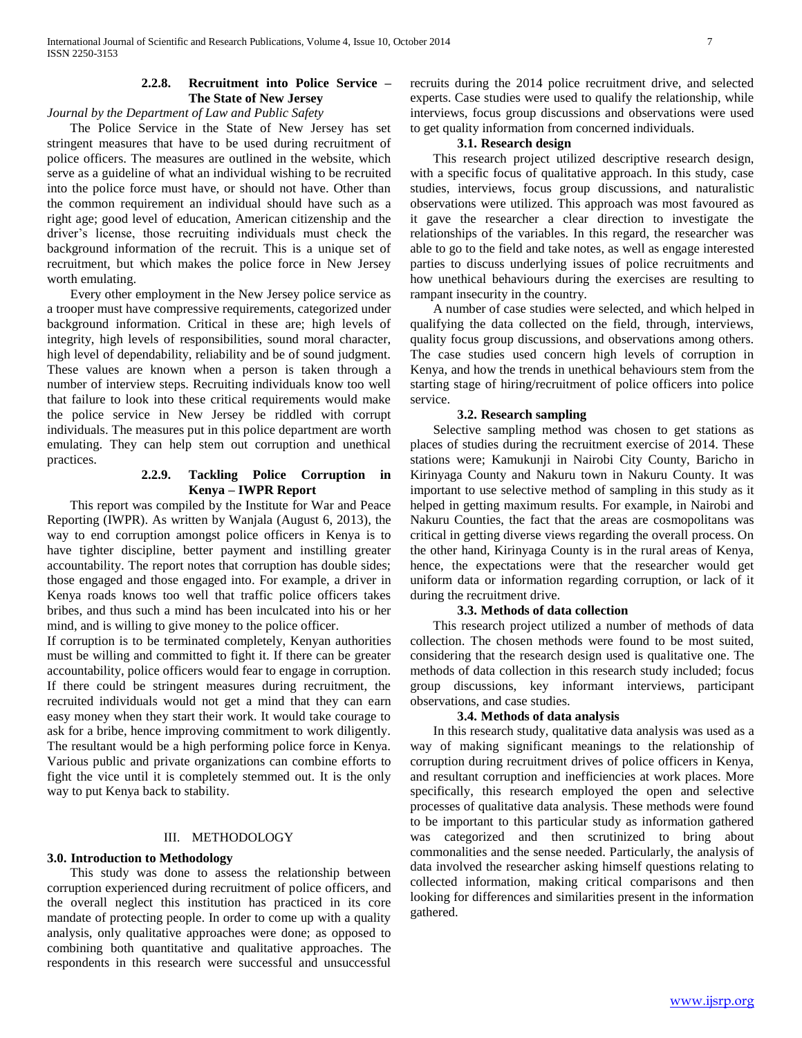### 2.2.8. Recruitment into Police Service – The State of New Jersey

*Journal by the Department of Law and Public Safety*

The Police Service in the State of New Jersey has set stringent measures that have to be used during recruitment of police officers. The measures are outlined in the website, which serve as a guideline of what an individual wishing to be recruited into the police force must have, or should not have. Other than the common requirement an individual should have such as a right age; good level of education, American citizenship and the driver's license, those recruiting individuals must check the background information of the recruit. This is a unique set of recruitment, but which makes the police force in New Jersey worth emulating.

Every other employment in the New Jersey police service as a trooper must have compressive requirements, categorized under background information. Critical in these are; high levels of integrity, high levels of responsibilities, sound moral character, high level of dependability, reliability and be of sound judgment. These values are known when a person is taken through a number of interview steps. Recruiting individuals know too well that failure to look into these critical requirements would make the police service in New Jersey be riddled with corrupt individuals. The measures put in this police department are worth emulating. They can help stem out corruption and unethical practices.

### 2.2.9. Tackling Police Corruption in Kenya – IWPR Report

This report was compiled by the Institute for War and Peace Reporting (IWPR). As written by Wanjala (August 6, 2013), the way to end corruption amongst police officers in Kenya is to have tighter discipline, better payment and instilling greater accountability. The report notes that corruption has double sides; those engaged and those engaged into. For example, a driver in Kenya roads knows too well that traffic police officers takes bribes, and thus such a mind has been inculcated into his or her mind, and is willing to give money to the police officer.

If corruption is to be terminated completely, Kenyan authorities must be willing and committed to fight it. If there can be greater accountability, police officers would fear to engage in corruption. If there could be stringent measures during recruitment, the recruited individuals would not get a mind that they can earn easy money when they start their work. It would take courage to ask for a bribe, hence improving commitment to work diligently. The resultant would be a high performing police force in Kenya. Various public and private organizations can combine efforts to fight the vice until it is completely stemmed out. It is the only way to put Kenya back to stability.

## III. METHODOLOGY

### 3.0. Introduction to Methodology

This study was done to assess the relationship between corruption experienced during recruitment of police officers, and the overall neglect this institution has practiced in its core mandate of protecting people. In order to come up with a quality analysis, only qualitative approaches were done; as opposed to combining both quantitative and qualitative approaches. The respondents in this research were successful and unsuccessful recruits during the 2014 police recruitment drive, and selected experts. Case studies were used to qualify the relationship, while interviews, focus group discussions and observations were used to get quality information from concerned individuals.

### 3.1. Research design

This research project utilized descriptive research design, with a specific focus of qualitative approach. In this study, case studies, interviews, focus group discussions, and naturalistic observations were utilized. This approach was most favoured as it gave the researcher a clear direction to investigate the relationships of the variables. In this regard, the researcher was able to go to the field and take notes, as well as engage interested parties to discuss underlying issues of police recruitments and how unethical behaviours during the exercises are resulting to rampant insecurity in the country.

A number of case studies were selected, and which helped in qualifying the data collected on the field, through, interviews, quality focus group discussions, and observations among others. The case studies used concern high levels of corruption in Kenya, and how the trends in unethical behaviours stem from the starting stage of hiring/recruitment of police officers into police service.

### 3.2. Research sampling

Selective sampling method was chosen to get stations as places of studies during the recruitment exercise of 2014. These stations were; Kamukunji in Nairobi City County, Baricho in Kirinyaga County and Nakuru town in Nakuru County. It was important to use selective method of sampling in this study as it helped in getting maximum results. For example, in Nairobi and Nakuru Counties, the fact that the areas are cosmopolitans was critical in getting diverse views regarding the overall process. On the other hand, Kirinyaga County is in the rural areas of Kenya, hence, the expectations were that the researcher would get uniform data or information regarding corruption, or lack of it during the recruitment drive.

### 3.3. Methods of data collection

This research project utilized a number of methods of data collection. The chosen methods were found to be most suited, considering that the research design used is qualitative one. The methods of data collection in this research study included; focus group discussions, key informant interviews, participant observations, and case studies.

### 3.4. Methods of data analysis

In this research study, qualitative data analysis was used as a way of making significant meanings to the relationship of corruption during recruitment drives of police officers in Kenya, and resultant corruption and inefficiencies at work places. More specifically, this research employed the open and selective processes of qualitative data analysis. These methods were found to be important to this particular study as information gathered was categorized and then scrutinized to bring about commonalities and the sense needed. Particularly, the analysis of data involved the researcher asking himself questions relating to collected information, making critical comparisons and then looking for differences and similarities present in the information gathered.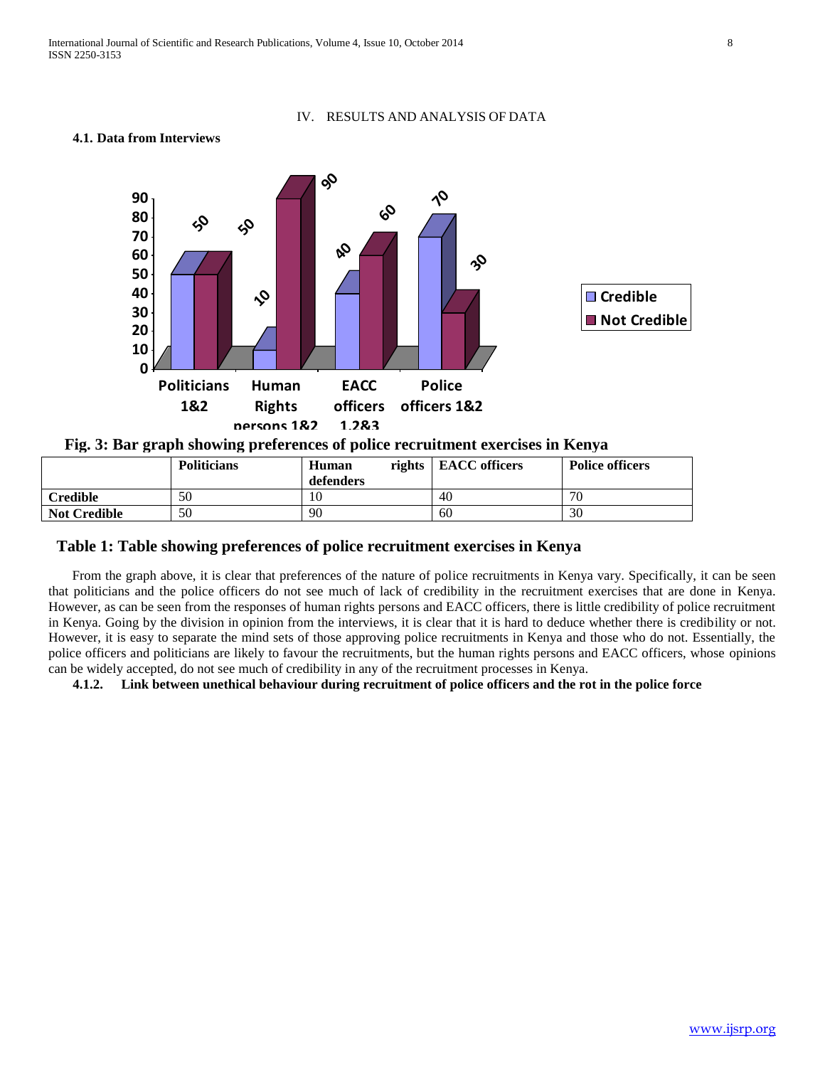## IV. RESULTS AND ANALYSIS OF DATA

### 4.1. Data from Interviews

**Fig. 3: Bar graph showing preferences of police recruitment exercises in Kenya**

| | Politicians | Human rights defenders | EACC officers | Police officers |
|---|---|---|---|---|
| **Credible** | 50 | 10 | 40 | 70 |
| **Not Credible** | 50 | 90 | 60 | 30 |

**Table 1: Table showing preferences of police recruitment exercises in Kenya**

From the graph above, it is clear that preferences of the nature of police recruitments in Kenya vary. Specifically, it can be seen that politicians and the police officers do not see much of lack of credibility in the recruitment exercises that are done in Kenya. However, as can be seen from the responses of human rights persons and EACC officers, there is little credibility of police recruitment in Kenya. Going by the division in opinion from the interviews, it is clear that it is hard to deduce whether there is credibility or not. However, it is easy to separate the mind sets of those approving police recruitments in Kenya and those who do not. Essentially, the police officers and politicians are likely to favour the recruitments, but the human rights persons and EACC officers, whose opinions can be widely accepted, do not see much of credibility in any of the recruitment processes in Kenya.

#### 4.1.2. Link between unethical behaviour during recruitment of police officers and the rot in the police force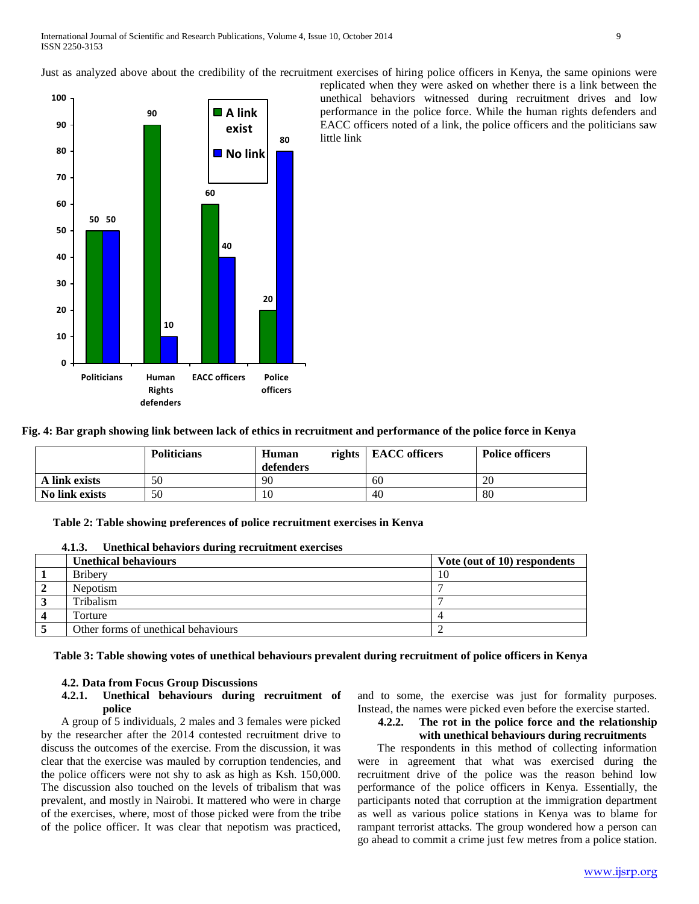Just as analyzed above about the credibility of the recruitment exercises of hiring police officers in Kenya, the same opinions were replicated when they were asked on whether there is a link between the unethical behaviors witnessed during recruitment drives and low performance in the police force. While the human rights defenders and EACC officers noted of a link, the police officers and the politicians saw little link

**Fig. 4: Bar graph showing link between lack of ethics in recruitment and performance of the police force in Kenya**

| | Politicians | Human rights defenders | EACC officers | Police officers |
|---|---|---|---|---|
| **A link exists** | 50 | 90 | 60 | 20 |
| **No link exists** | 50 | 10 | 40 | 80 |

**Table 2: Table showing preferences of police recruitment exercises in Kenya**

#### 4.1.3. Unethical behaviors during recruitment exercises

| | Unethical behaviours | Vote (out of 10) respondents |
|---|---|---|
| **1** | Bribery | 10 |
| **2** | Nepotism | 7 |
| **3** | Tribalism | 7 |
| **4** | Torture | 4 |
| **5** | Other forms of unethical behaviours | 2 |

**Table 3: Table showing votes of unethical behaviours prevalent during recruitment of police officers in Kenya**

### 4.2. Data from Focus Group Discussions

#### 4.2.1. Unethical behaviours during recruitment of police

A group of 5 individuals, 2 males and 3 females were picked by the researcher after the 2014 contested recruitment drive to discuss the outcomes of the exercise. From the discussion, it was clear that the exercise was mauled by corruption tendencies, and the police officers were not shy to ask as high as Ksh. 150,000. The discussion also touched on the levels of tribalism that was prevalent, and mostly in Nairobi. It mattered who were in charge of the exercises, where, most of those picked were from the tribe of the police officer. It was clear that nepotism was practiced, and to some, the exercise was just for formality purposes. Instead, the names were picked even before the exercise started.

#### 4.2.2. The rot in the police force and the relationship with unethical behaviours during recruitments

The respondents in this method of collecting information were in agreement that what was exercised during the recruitment drive of the police was the reason behind low performance of the police officers in Kenya. Essentially, the participants noted that corruption at the immigration department as well as various police stations in Kenya was to blame for rampant terrorist attacks. The group wondered how a person can go ahead to commit a crime just few metres from a police station.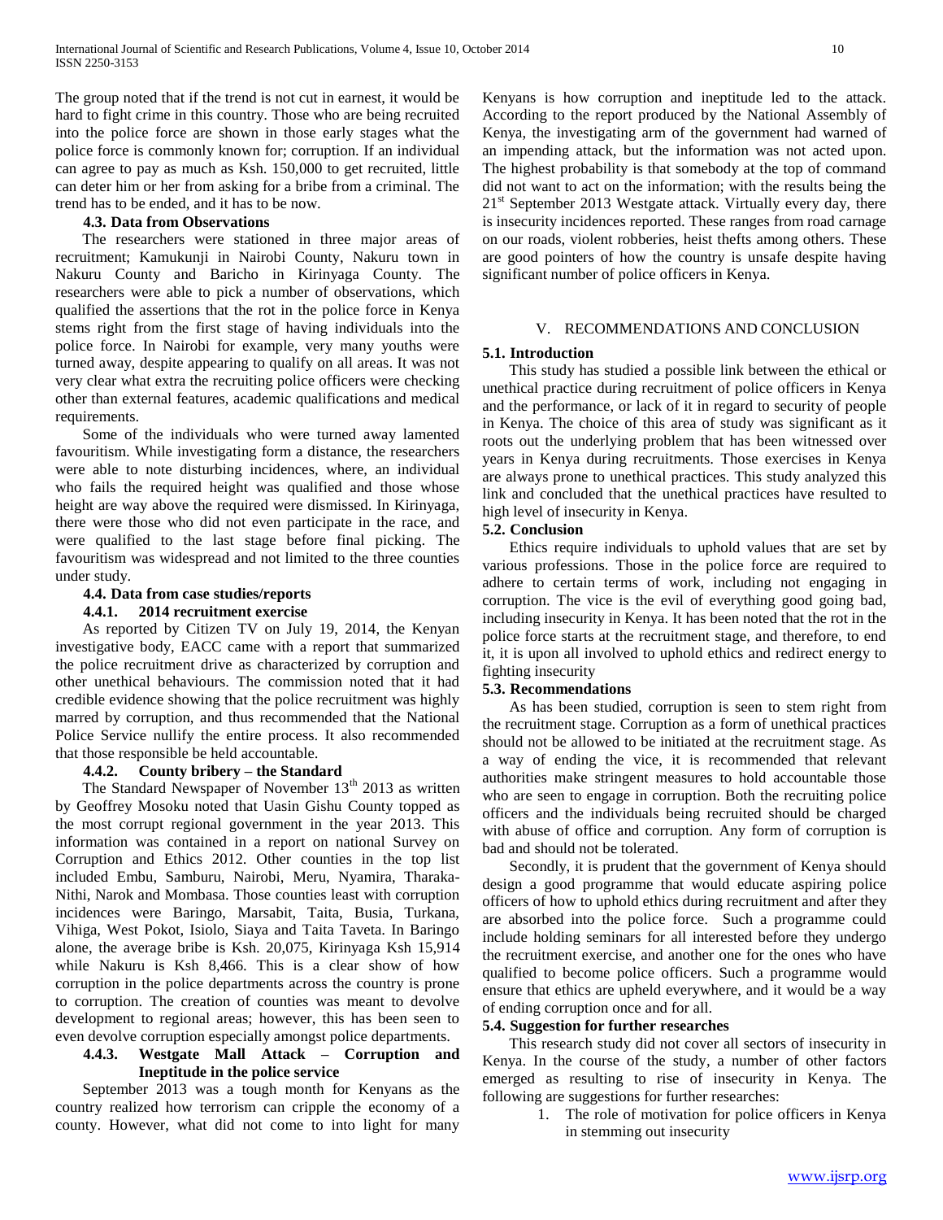The group noted that if the trend is not cut in earnest, it would be hard to fight crime in this country. Those who are being recruited into the police force are shown in those early stages what the police force is commonly known for; corruption. If an individual can agree to pay as much as Ksh. 150,000 to get recruited, little can deter him or her from asking for a bribe from a criminal. The trend has to be ended, and it has to be now.

### 4.3. Data from Observations

The researchers were stationed in three major areas of recruitment; Kamukunji in Nairobi County, Nakuru town in Nakuru County and Baricho in Kirinyaga County. The researchers were able to pick a number of observations, which qualified the assertions that the rot in the police force in Kenya stems right from the first stage of having individuals into the police force. In Nairobi for example, very many youths were turned away, despite appearing to qualify on all areas. It was not very clear what extra the recruiting police officers were checking other than external features, academic qualifications and medical requirements.

Some of the individuals who were turned away lamented favouritism. While investigating form a distance, the researchers were able to note disturbing incidences, where, an individual who fails the required height was qualified and those whose height are way above the required were dismissed. In Kirinyaga, there were those who did not even participate in the race, and were qualified to the last stage before final picking. The favouritism was widespread and not limited to the three counties under study.

### 4.4. Data from case studies/reports

#### 4.4.1. 2014 recruitment exercise

As reported by Citizen TV on July 19, 2014, the Kenyan investigative body, EACC came with a report that summarized the police recruitment drive as characterized by corruption and other unethical behaviours. The commission noted that it had credible evidence showing that the police recruitment was highly marred by corruption, and thus recommended that the National Police Service nullify the entire process. It also recommended that those responsible be held accountable.

#### 4.4.2. County bribery – the Standard

The Standard Newspaper of November 13th 2013 as written by Geoffrey Mosoku noted that Uasin Gishu County topped as the most corrupt regional government in the year 2013. This information was contained in a report on national Survey on Corruption and Ethics 2012. Other counties in the top list included Embu, Samburu, Nairobi, Meru, Nyamira, Tharaka-Nithi, Narok and Mombasa. Those counties least with corruption incidences were Baringo, Marsabit, Taita, Busia, Turkana, Vihiga, West Pokot, Isiolo, Siaya and Taita Taveta. In Baringo alone, the average bribe is Ksh. 20,075, Kirinyaga Ksh 15,914 while Nakuru is Ksh 8,466. This is a clear show of how corruption in the police departments across the country is prone to corruption. The creation of counties was meant to devolve development to regional areas; however, this has been seen to even devolve corruption especially amongst police departments.

#### 4.4.3. Westgate Mall Attack – Corruption and Ineptitude in the police service

September 2013 was a tough month for Kenyans as the country realized how terrorism can cripple the economy of a county. However, what did not come to into light for many Kenyans is how corruption and ineptitude led to the attack. According to the report produced by the National Assembly of Kenya, the investigating arm of the government had warned of an impending attack, but the information was not acted upon. The highest probability is that somebody at the top of command did not want to act on the information; with the results being the 21st September 2013 Westgate attack. Virtually every day, there is insecurity incidences reported. These ranges from road carnage on our roads, violent robberies, heist thefts among others. These are good pointers of how the country is unsafe despite having significant number of police officers in Kenya.

## V. RECOMMENDATIONS AND CONCLUSION

### 5.1. Introduction

This study has studied a possible link between the ethical or unethical practice during recruitment of police officers in Kenya and the performance, or lack of it in regard to security of people in Kenya. The choice of this area of study was significant as it roots out the underlying problem that has been witnessed over years in Kenya during recruitments. Those exercises in Kenya are always prone to unethical practices. This study analyzed this link and concluded that the unethical practices have resulted to high level of insecurity in Kenya.

### 5.2. Conclusion

Ethics require individuals to uphold values that are set by various professions. Those in the police force are required to adhere to certain terms of work, including not engaging in corruption. The vice is the evil of everything good going bad, including insecurity in Kenya. It has been noted that the rot in the police force starts at the recruitment stage, and therefore, to end it, it is upon all involved to uphold ethics and redirect energy to fighting insecurity

### 5.3. Recommendations

As has been studied, corruption is seen to stem right from the recruitment stage. Corruption as a form of unethical practices should not be allowed to be initiated at the recruitment stage. As a way of ending the vice, it is recommended that relevant authorities make stringent measures to hold accountable those who are seen to engage in corruption. Both the recruiting police officers and the individuals being recruited should be charged with abuse of office and corruption. Any form of corruption is bad and should not be tolerated.

Secondly, it is prudent that the government of Kenya should design a good programme that would educate aspiring police officers of how to uphold ethics during recruitment and after they are absorbed into the police force. Such a programme could include holding seminars for all interested before they undergo the recruitment exercise, and another one for the ones who have qualified to become police officers. Such a programme would ensure that ethics are upheld everywhere, and it would be a way of ending corruption once and for all.

### 5.4. Suggestion for further researches

This research study did not cover all sectors of insecurity in Kenya. In the course of the study, a number of other factors emerged as resulting to rise of insecurity in Kenya. The following are suggestions for further researches:

1. The role of motivation for police officers in Kenya in stemming out insecurity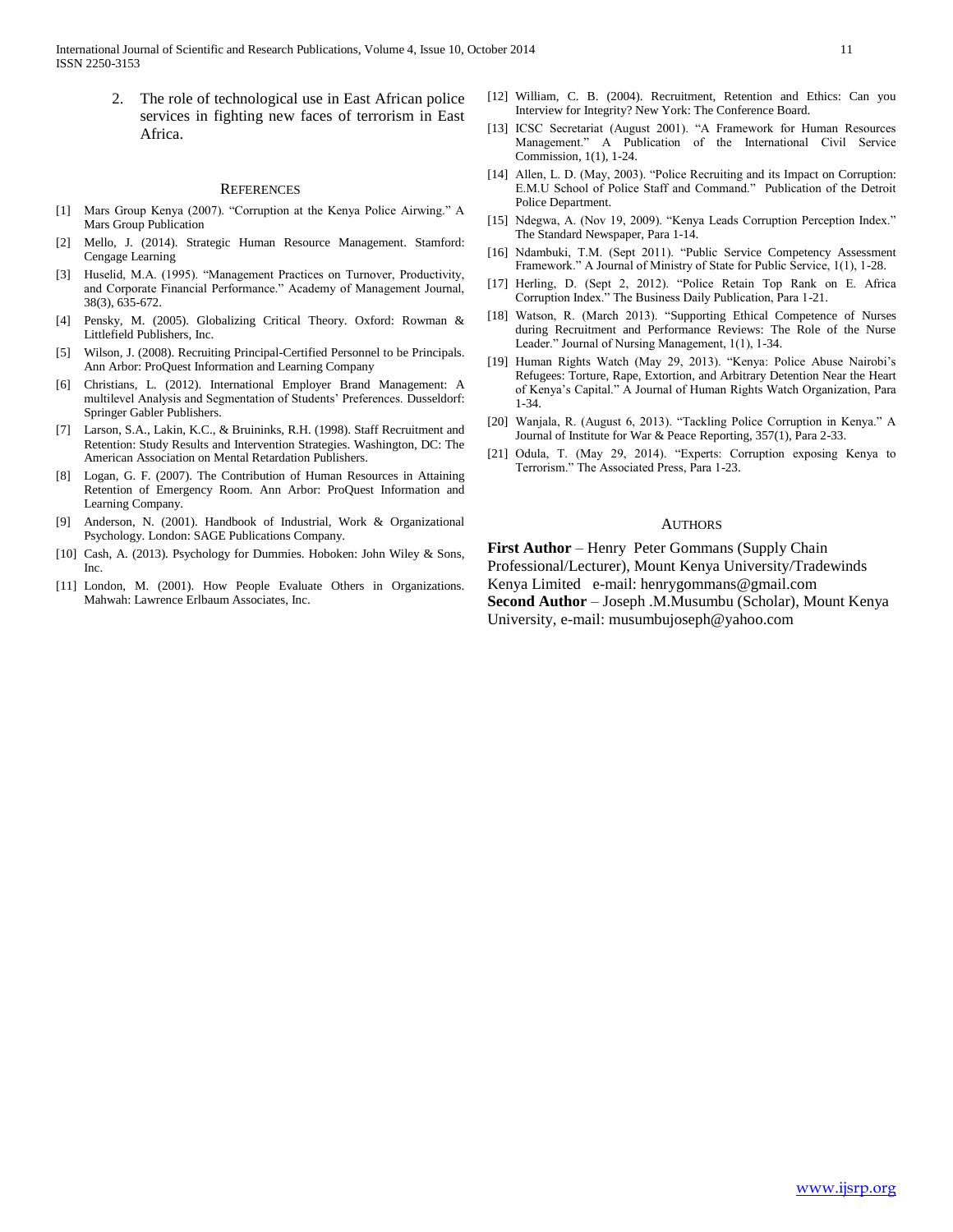2. The role of technological use in East African police services in fighting new faces of terrorism in East Africa.

## REFERENCES

[1] Mars Group Kenya (2007). "Corruption at the Kenya Police Airwing." A Mars Group Publication

[2] Mello, J. (2014). Strategic Human Resource Management. Stamford: Cengage Learning

[3] Huselid, M.A. (1995). "Management Practices on Turnover, Productivity, and Corporate Financial Performance." Academy of Management Journal, 38(3), 635-672.

[4] Pensky, M. (2005). Globalizing Critical Theory. Oxford: Rowman & Littlefield Publishers, Inc.

[5] Wilson, J. (2008). Recruiting Principal-Certified Personnel to be Principals. Ann Arbor: ProQuest Information and Learning Company

[6] Christians, L. (2012). International Employer Brand Management: A multilevel Analysis and Segmentation of Students' Preferences. Dusseldorf: Springer Gabler Publishers.

[7] Larson, S.A., Lakin, K.C., & Bruininks, R.H. (1998). Staff Recruitment and Retention: Study Results and Intervention Strategies. Washington, DC: The American Association on Mental Retardation Publishers.

[8] Logan, G. F. (2007). The Contribution of Human Resources in Attaining Retention of Emergency Room. Ann Arbor: ProQuest Information and Learning Company.

[9] Anderson, N. (2001). Handbook of Industrial, Work & Organizational Psychology. London: SAGE Publications Company.

[10] Cash, A. (2013). Psychology for Dummies. Hoboken: John Wiley & Sons, Inc.

[11] London, M. (2001). How People Evaluate Others in Organizations. Mahwah: Lawrence Erlbaum Associates, Inc.

[12] William, C. B. (2004). Recruitment, Retention and Ethics: Can you Interview for Integrity? New York: The Conference Board.

[13] ICSC Secretariat (August 2001). "A Framework for Human Resources Management." A Publication of the International Civil Service Commission, 1(1), 1-24.

[14] Allen, L. D. (May, 2003). "Police Recruiting and its Impact on Corruption: E.M.U School of Police Staff and Command." Publication of the Detroit Police Department.

[15] Ndegwa, A. (Nov 19, 2009). "Kenya Leads Corruption Perception Index." The Standard Newspaper, Para 1-14.

[16] Ndambuki, T.M. (Sept 2011). "Public Service Competency Assessment Framework." A Journal of Ministry of State for Public Service, 1(1), 1-28.

[17] Herling, D. (Sept 2, 2012). "Police Retain Top Rank on E. Africa Corruption Index." The Business Daily Publication, Para 1-21.

[18] Watson, R. (March 2013). "Supporting Ethical Competence of Nurses during Recruitment and Performance Reviews: The Role of the Nurse Leader." Journal of Nursing Management, 1(1), 1-34.

[19] Human Rights Watch (May 29, 2013). "Kenya: Police Abuse Nairobi's Refugees: Torture, Rape, Extortion, and Arbitrary Detention Near the Heart of Kenya's Capital." A Journal of Human Rights Watch Organization, Para 1-34.

[20] Wanjala, R. (August 6, 2013). "Tackling Police Corruption in Kenya." A Journal of Institute for War & Peace Reporting, 357(1), Para 2-33.

[21] Odula, T. (May 29, 2014). "Experts: Corruption exposing Kenya to Terrorism." The Associated Press, Para 1-23.

## AUTHORS

**First Author** – Henry Peter Gommans (Supply Chain Professional/Lecturer), Mount Kenya University/Tradewinds Kenya Limited e-mail: henrygommans@gmail.com

**Second Author** – Joseph .M.Musumbu (Scholar), Mount Kenya University, e-mail: musumbujoseph@yahoo.com